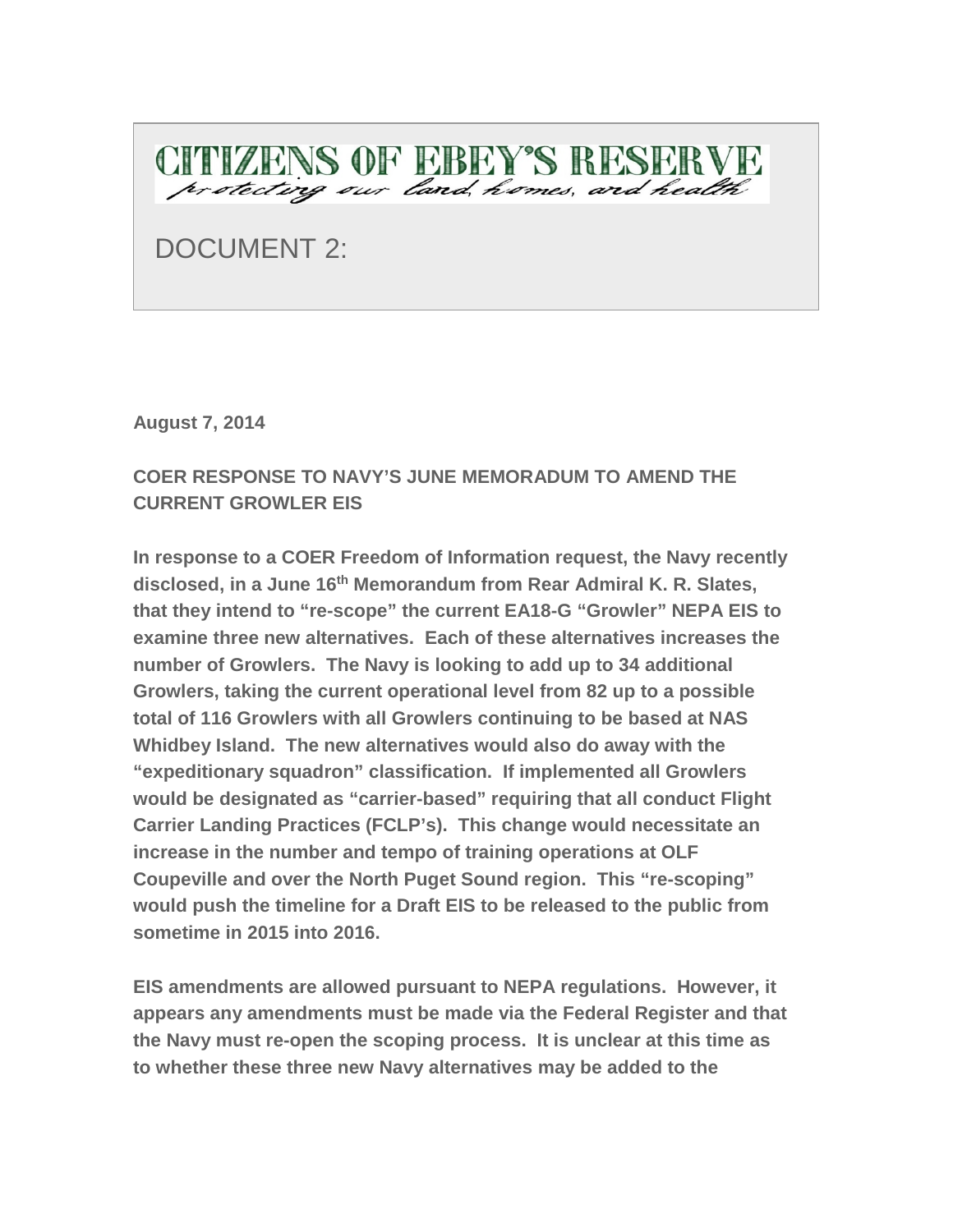# CITIZENS OF EBEY'S RESERVE

*protecting our land, homes, and health*

DOCUMENT 2:

**August 7, 2014**

**COER RESPONSE TO NAVY'S JUNE MEMORADUM TO AMEND THE CURRENT GROWLER EIS**

**In response to a COER Freedom of Information request, the Navy recently disclosed, in a June 16th Memorandum from Rear Admiral K. R. Slates, that they intend to "re-scope" the current EA18-G "Growler" NEPA EIS to examine three new alternatives. Each of these alternatives increases the number of Growlers. The Navy is looking to add up to 34 additional Growlers, taking the current operational level from 82 up to a possible total of 116 Growlers with all Growlers continuing to be based at NAS Whidbey Island. The new alternatives would also do away with the "expeditionary squadron" classification. If implemented all Growlers would be designated as "carrier-based" requiring that all conduct Flight Carrier Landing Practices (FCLP's). This change would necessitate an increase in the number and tempo of training operations at OLF Coupeville and over the North Puget Sound region. This "re-scoping" would push the timeline for a Draft EIS to be released to the public from sometime in 2015 into 2016.**

**EIS amendments are allowed pursuant to NEPA regulations. However, it appears any amendments must be made via the Federal Register and that the Navy must re-open the scoping process. It is unclear at this time as to whether these three new Navy alternatives may be added to the**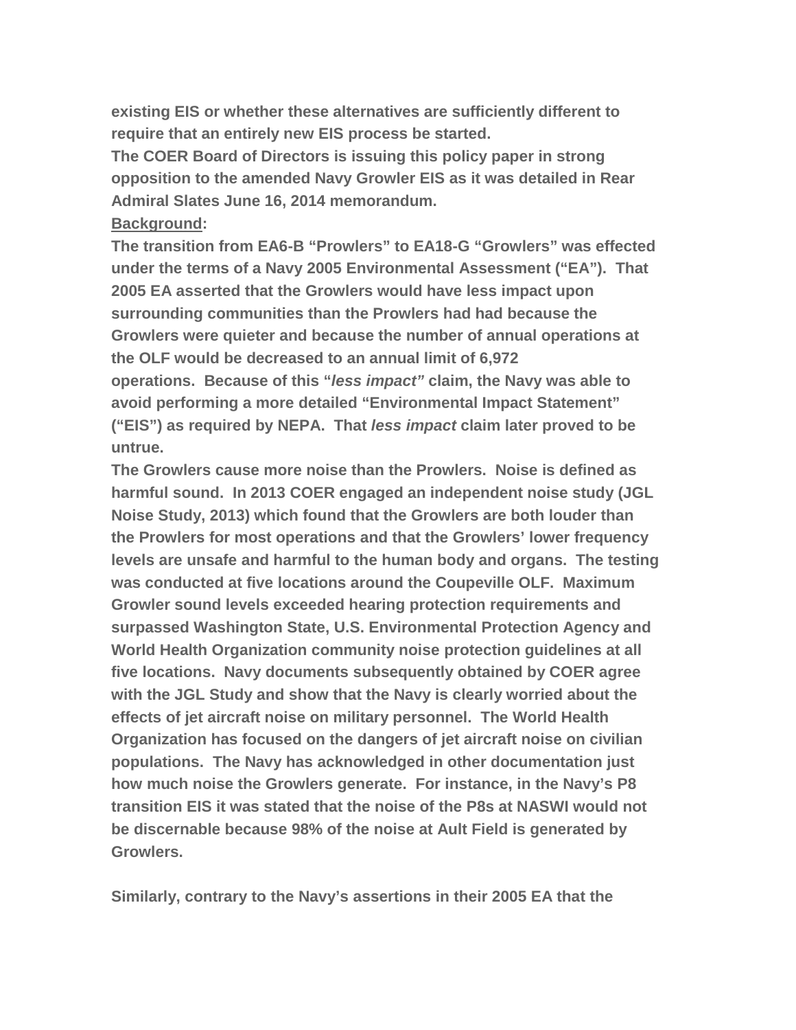**existing EIS or whether these alternatives are sufficiently different to require that an entirely new EIS process be started.**

**The COER Board of Directors is issuing this policy paper in strong opposition to the amended Navy Growler EIS as it was detailed in Rear Admiral Slates June 16, 2014 memorandum.**

**<u>Background</u>:**

**The transition from EA6-B "Prowlers" to EA18-G "Growlers" was effected under the terms of a Navy 2005 Environmental Assessment ("EA"). That 2005 EA asserted that the Growlers would have less impact upon surrounding communities than the Prowlers had had because the Growlers were quieter and because the number of annual operations at the OLF would be decreased to an annual limit of 6,972 operations. Because of this "*less impact"* claim, the Navy was able to avoid performing a more detailed "Environmental Impact Statement" ("EIS") as required by NEPA. That *less impact* claim later proved to be untrue.**

**The Growlers cause more noise than the Prowlers. Noise is defined as harmful sound. In 2013 COER engaged an independent noise study (JGL Noise Study, 2013) which found that the Growlers are both louder than the Prowlers for most operations and that the Growlers' lower frequency levels are unsafe and harmful to the human body and organs. The testing was conducted at five locations around the Coupeville OLF. Maximum Growler sound levels exceeded hearing protection requirements and surpassed Washington State, U.S. Environmental Protection Agency and World Health Organization community noise protection guidelines at all five locations. Navy documents subsequently obtained by COER agree with the JGL Study and show that the Navy is clearly worried about the effects of jet aircraft noise on military personnel. The World Health Organization has focused on the dangers of jet aircraft noise on civilian populations. The Navy has acknowledged in other documentation just how much noise the Growlers generate. For instance, in the Navy's P8 transition EIS it was stated that the noise of the P8s at NASWI would not be discernable because 98% of the noise at Ault Field is generated by Growlers.**

**Similarly, contrary to the Navy's assertions in their 2005 EA that the**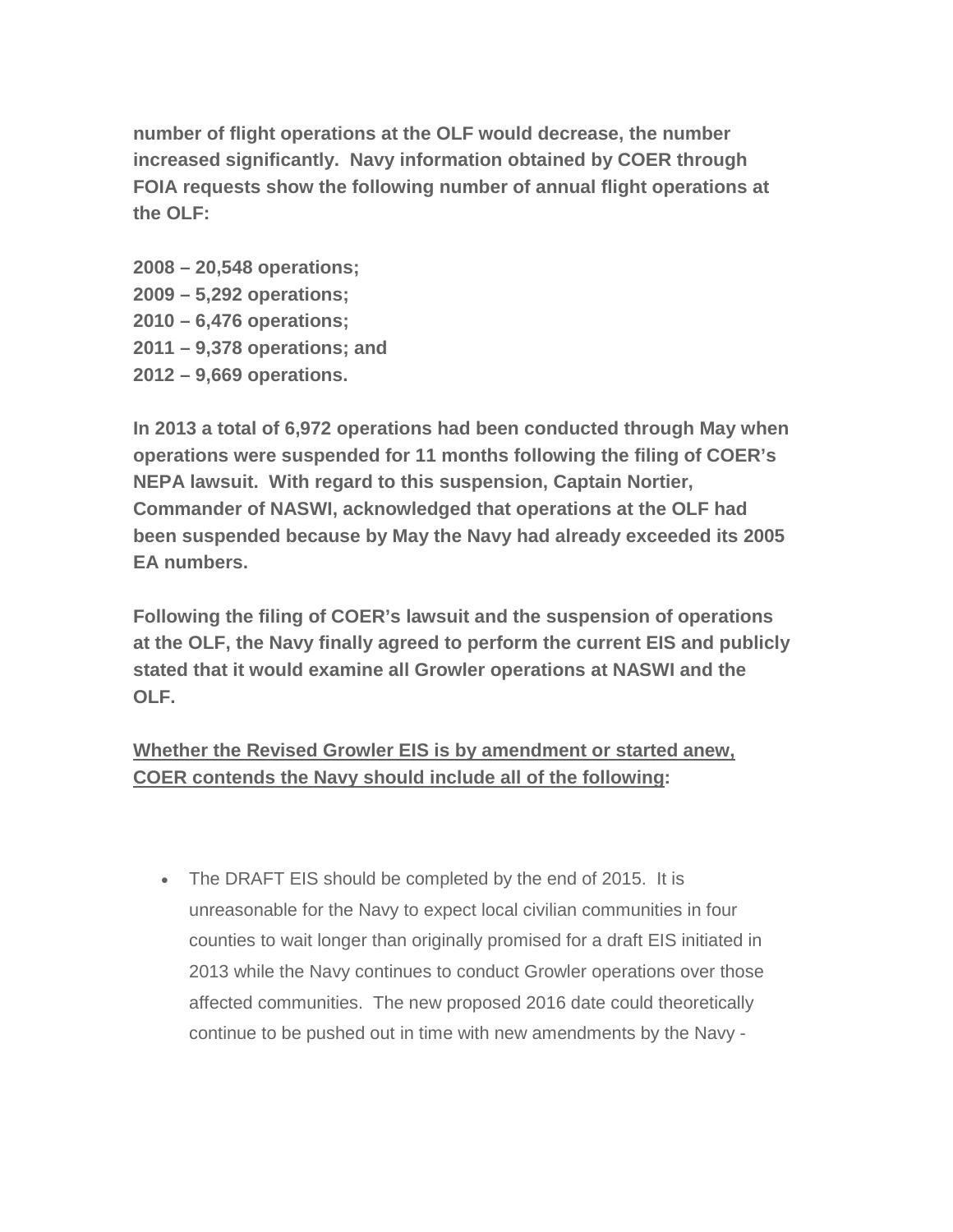**number of flight operations at the OLF would decrease, the number increased significantly. Navy information obtained by COER through FOIA requests show the following number of annual flight operations at the OLF:**

**2008 – 20,548 operations;**
**2009 – 5,292 operations;**
**2010 – 6,476 operations;**
**2011 – 9,378 operations; and**
**2012 – 9,669 operations.**

**In 2013 a total of 6,972 operations had been conducted through May when operations were suspended for 11 months following the filing of COER's NEPA lawsuit. With regard to this suspension, Captain Nortier, Commander of NASWI, acknowledged that operations at the OLF had been suspended because by May the Navy had already exceeded its 2005 EA numbers.**

**Following the filing of COER's lawsuit and the suspension of operations at the OLF, the Navy finally agreed to perform the current EIS and publicly stated that it would examine all Growler operations at NASWI and the OLF.**

**<u>Whether the Revised Growler EIS is by amendment or started anew, COER contends the Navy should include all of the following</u>:**

- The DRAFT EIS should be completed by the end of 2015. It is unreasonable for the Navy to expect local civilian communities in four counties to wait longer than originally promised for a draft EIS initiated in 2013 while the Navy continues to conduct Growler operations over those affected communities. The new proposed 2016 date could theoretically continue to be pushed out in time with new amendments by the Navy -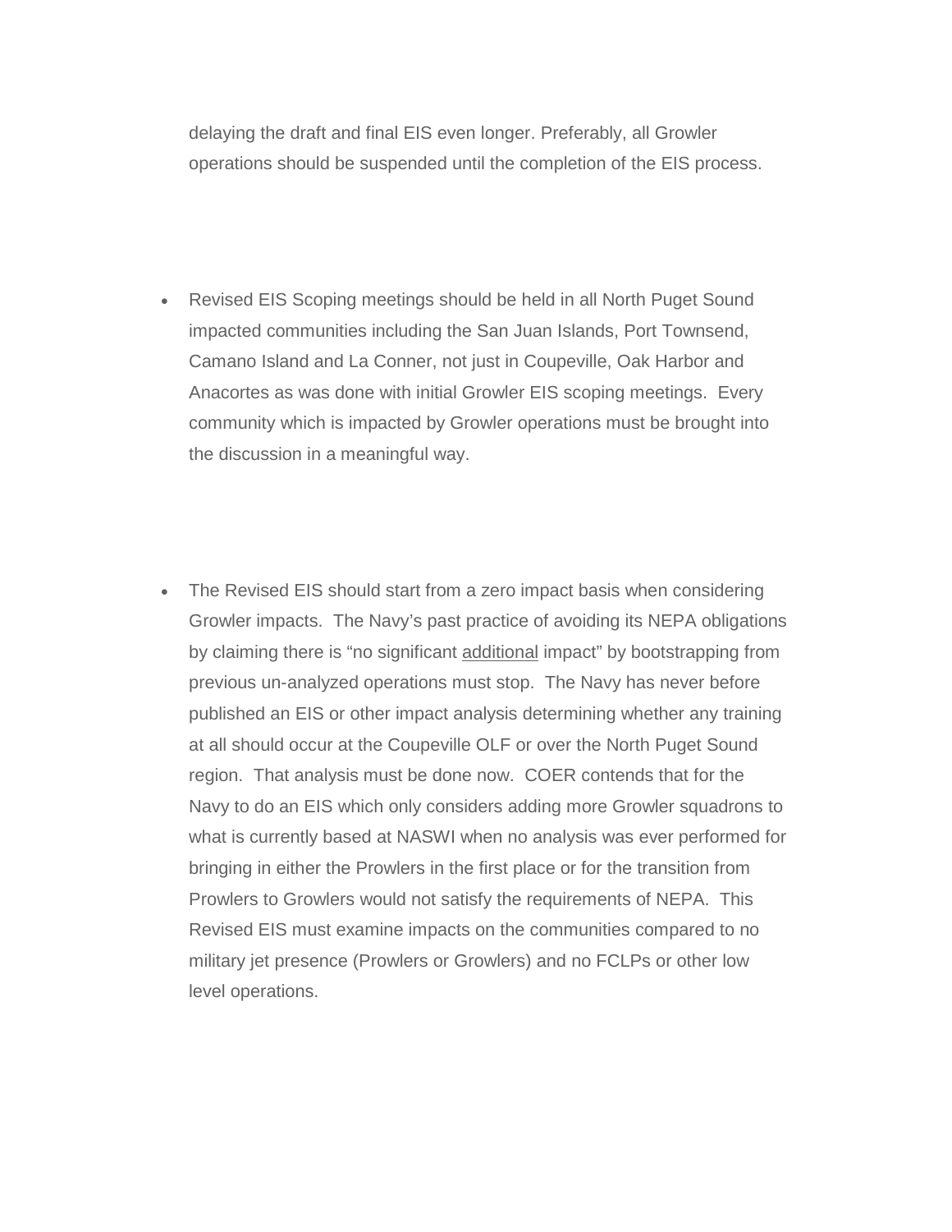delaying the draft and final EIS even longer. Preferably, all Growler operations should be suspended until the completion of the EIS process.

- Revised EIS Scoping meetings should be held in all North Puget Sound impacted communities including the San Juan Islands, Port Townsend, Camano Island and La Conner, not just in Coupeville, Oak Harbor and Anacortes as was done with initial Growler EIS scoping meetings. Every community which is impacted by Growler operations must be brought into the discussion in a meaningful way.

- The Revised EIS should start from a zero impact basis when considering Growler impacts. The Navy's past practice of avoiding its NEPA obligations by claiming there is "no significant additional impact" by bootstrapping from previous un-analyzed operations must stop. The Navy has never before published an EIS or other impact analysis determining whether any training at all should occur at the Coupeville OLF or over the North Puget Sound region. That analysis must be done now. COER contends that for the Navy to do an EIS which only considers adding more Growler squadrons to what is currently based at NASWI when no analysis was ever performed for bringing in either the Prowlers in the first place or for the transition from Prowlers to Growlers would not satisfy the requirements of NEPA. This Revised EIS must examine impacts on the communities compared to no military jet presence (Prowlers or Growlers) and no FCLPs or other low level operations.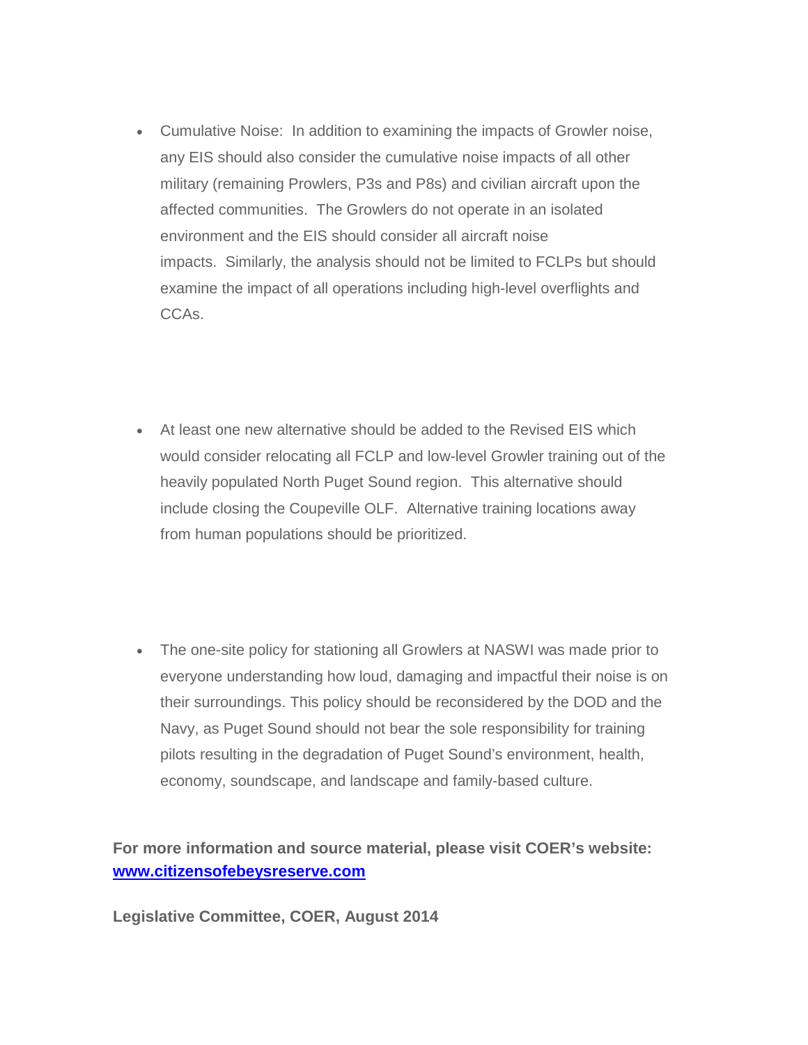- Cumulative Noise: In addition to examining the impacts of Growler noise, any EIS should also consider the cumulative noise impacts of all other military (remaining Prowlers, P3s and P8s) and civilian aircraft upon the affected communities. The Growlers do not operate in an isolated environment and the EIS should consider all aircraft noise impacts. Similarly, the analysis should not be limited to FCLPs but should examine the impact of all operations including high-level overflights and CCAs.

- At least one new alternative should be added to the Revised EIS which would consider relocating all FCLP and low-level Growler training out of the heavily populated North Puget Sound region. This alternative should include closing the Coupeville OLF. Alternative training locations away from human populations should be prioritized.

- The one-site policy for stationing all Growlers at NASWI was made prior to everyone understanding how loud, damaging and impactful their noise is on their surroundings. This policy should be reconsidered by the DOD and the Navy, as Puget Sound should not bear the sole responsibility for training pilots resulting in the degradation of Puget Sound's environment, health, economy, soundscape, and landscape and family-based culture.

**For more information and source material, please visit COER's website: [www.citizensofebeysreserve.com](http://www.citizensofebeysreserve.com)**

**Legislative Committee, COER, August 2014**